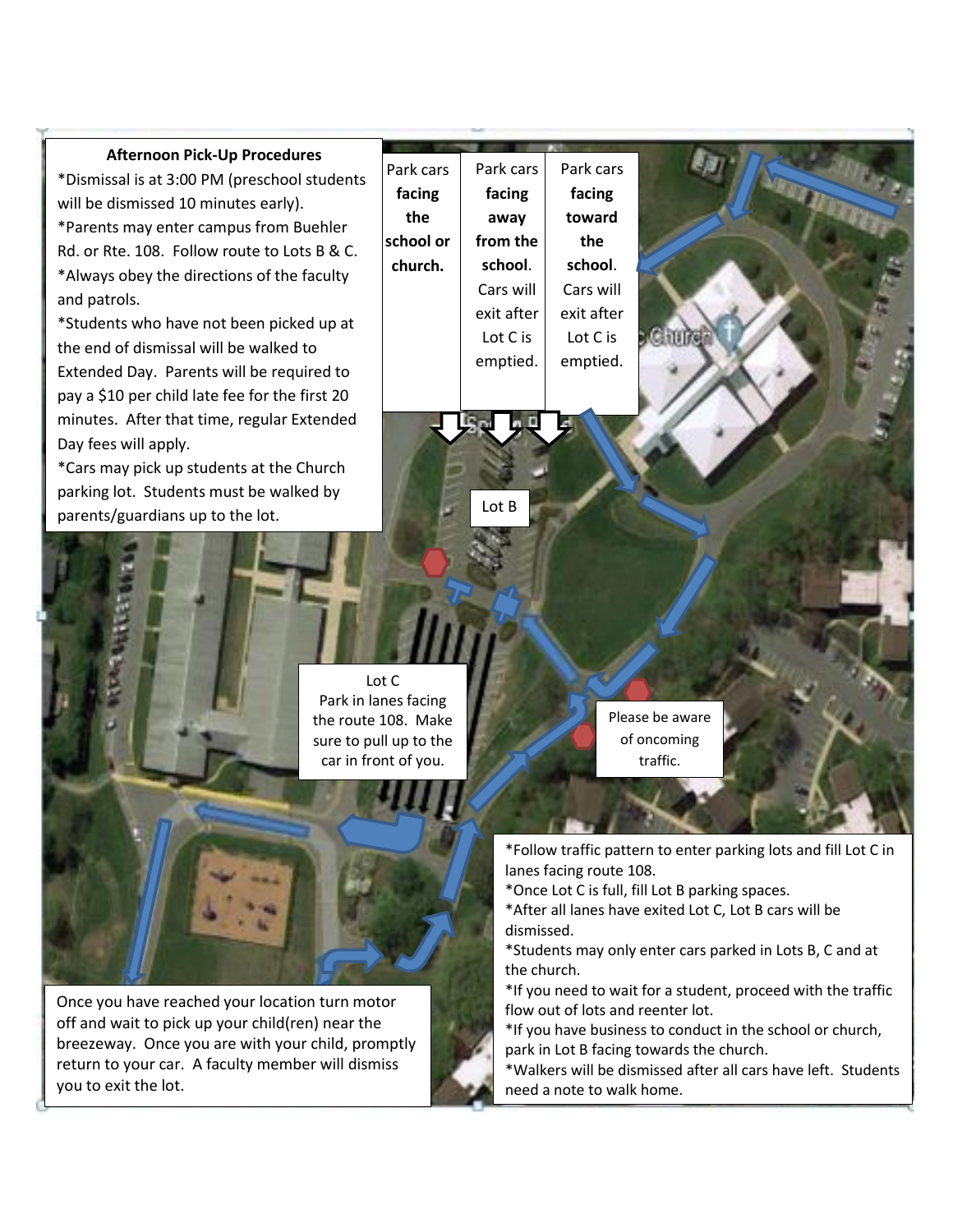## Afternoon Pick-Up Procedures

*Dismissal is at 3:00 PM (preschool students will be dismissed 10 minutes early).
*Parents may enter campus from Buehler Rd. or Rte. 108. Follow route to Lots B & C.
*Always obey the directions of the faculty and patrols.
*Students who have not been picked up at the end of dismissal will be walked to Extended Day. Parents will be required to pay a $10 per child late fee for the first 20 minutes. After that time, regular Extended Day fees will apply.
*Cars may pick up students at the Church parking lot. Students must be walked by parents/guardians up to the lot.

Park cars **facing the school or church.**

Park cars **facing away from the school**. Cars will exit after Lot C is emptied.

Park cars **facing toward the school**. Cars will exit after Lot C is emptied.

Lot B

Lot C
Park in lanes facing the route 108. Make sure to pull up to the car in front of you.

Please be aware of oncoming traffic.

Once you have reached your location turn motor off and wait to pick up your child(ren) near the breezeway. Once you are with your child, promptly return to your car. A faculty member will dismiss you to exit the lot.

*Follow traffic pattern to enter parking lots and fill Lot C in lanes facing route 108.
*Once Lot C is full, fill Lot B parking spaces.
*After all lanes have exited Lot C, Lot B cars will be dismissed.
*Students may only enter cars parked in Lots B, C and at the church.
*If you need to wait for a student, proceed with the traffic flow out of lots and reenter lot.
*If you have business to conduct in the school or church, park in Lot B facing towards the church.
*Walkers will be dismissed after all cars have left. Students need a note to walk home.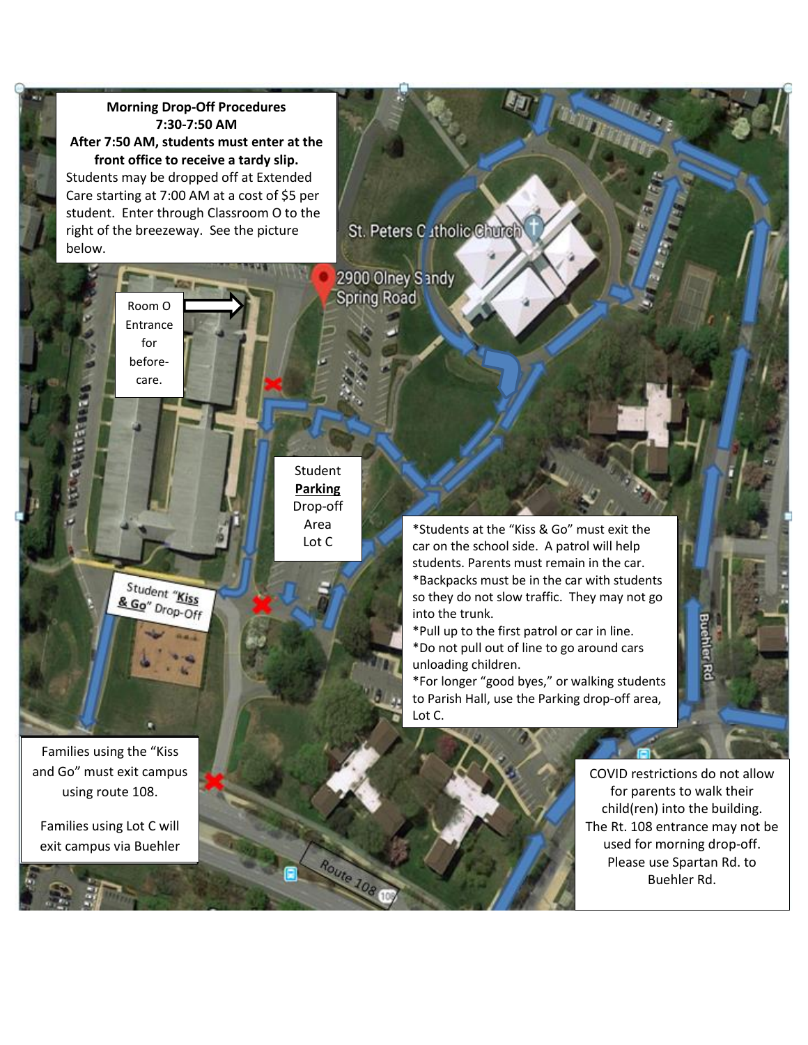**Morning Drop-Off Procedures**
**7:30-7:50 AM**
**After 7:50 AM, students must enter at the front office to receive a tardy slip.**
Students may be dropped off at Extended Care starting at 7:00 AM at a cost of $5 per student. Enter through Classroom O to the right of the breezeway. See the picture below.

Room O Entrance for before-care.

St. Peters Catholic Church

2900 Olney Sandy Spring Road

Student **Parking** Drop-off Area Lot C

Student "**Kiss & Go**" Drop-Off

*Students at the "Kiss & Go" must exit the car on the school side. A patrol will help students. Parents must remain in the car.
*Backpacks must be in the car with students so they do not slow traffic. They may not go into the trunk.
*Pull up to the first patrol or car in line.
*Do not pull out of line to go around cars unloading children.
*For longer "good byes," or walking students to Parish Hall, use the Parking drop-off area, Lot C.

Buehler Rd

Families using the "Kiss and Go" must exit campus using route 108.

Families using Lot C will exit campus via Buehler

Route 108

COVID restrictions do not allow for parents to walk their child(ren) into the building. The Rt. 108 entrance may not be used for morning drop-off. Please use Spartan Rd. to Buehler Rd.